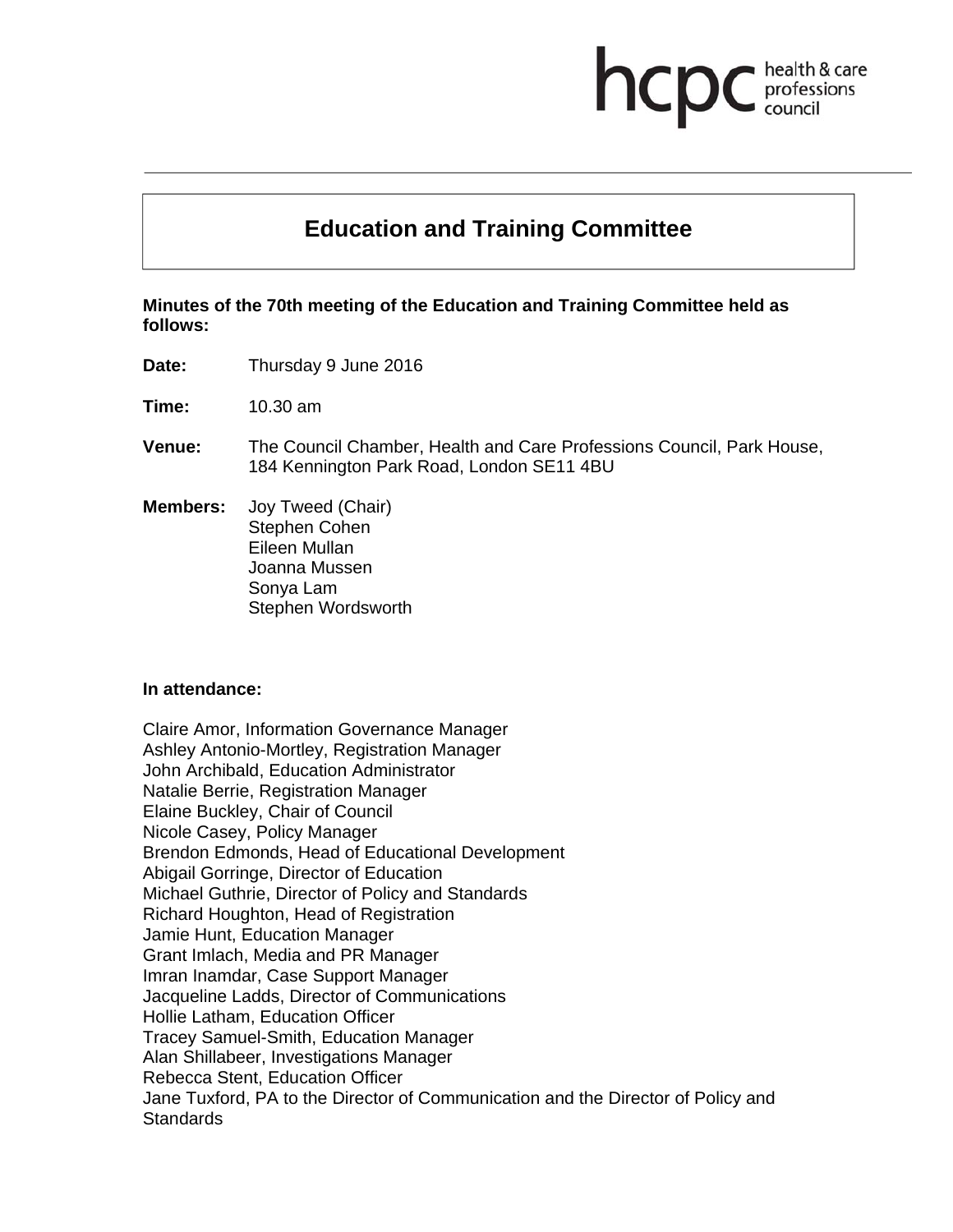# Education and Training Committee

**Minutes of the 70th meeting of the Education and Training Committee held as follows:**

**Date:** Thursday 9 June 2016

**Time:** 10.30 am

**Venue:** The Council Chamber, Health and Care Professions Council, Park House, 184 Kennington Park Road, London SE11 4BU

**Members:** Joy Tweed (Chair)
Stephen Cohen
Eileen Mullan
Joanna Mussen
Sonya Lam
Stephen Wordsworth

**In attendance:**

Claire Amor, Information Governance Manager
Ashley Antonio-Mortley, Registration Manager
John Archibald, Education Administrator
Natalie Berrie, Registration Manager
Elaine Buckley, Chair of Council
Nicole Casey, Policy Manager
Brendon Edmonds, Head of Educational Development
Abigail Gorringe, Director of Education
Michael Guthrie, Director of Policy and Standards
Richard Houghton, Head of Registration
Jamie Hunt, Education Manager
Grant Imlach, Media and PR Manager
Imran Inamdar, Case Support Manager
Jacqueline Ladds, Director of Communications
Hollie Latham, Education Officer
Tracey Samuel-Smith, Education Manager
Alan Shillabeer, Investigations Manager
Rebecca Stent, Education Officer
Jane Tuxford, PA to the Director of Communication and the Director of Policy and Standards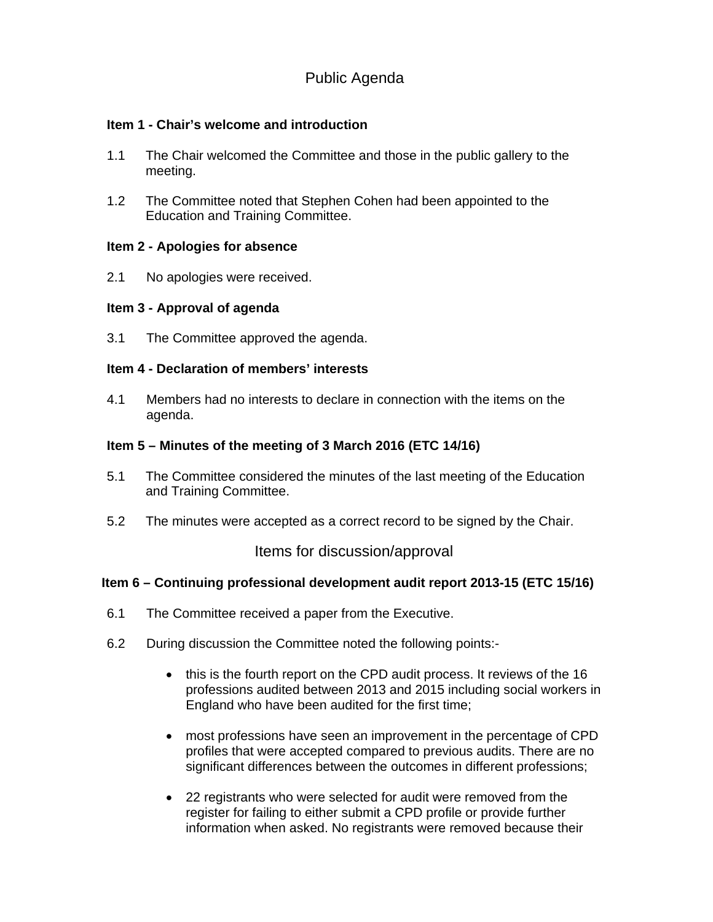# Public Agenda

**Item 1 - Chair's welcome and introduction**

1.1 The Chair welcomed the Committee and those in the public gallery to the meeting.

1.2 The Committee noted that Stephen Cohen had been appointed to the Education and Training Committee.

**Item 2 - Apologies for absence**

2.1 No apologies were received.

**Item 3 - Approval of agenda**

3.1 The Committee approved the agenda.

**Item 4 - Declaration of members' interests**

4.1 Members had no interests to declare in connection with the items on the agenda.

**Item 5 – Minutes of the meeting of 3 March 2016 (ETC 14/16)**

5.1 The Committee considered the minutes of the last meeting of the Education and Training Committee.

5.2 The minutes were accepted as a correct record to be signed by the Chair.

## Items for discussion/approval

**Item 6 – Continuing professional development audit report 2013-15 (ETC 15/16)**

6.1 The Committee received a paper from the Executive.

6.2 During discussion the Committee noted the following points:-

- this is the fourth report on the CPD audit process. It reviews of the 16 professions audited between 2013 and 2015 including social workers in England who have been audited for the first time;

- most professions have seen an improvement in the percentage of CPD profiles that were accepted compared to previous audits. There are no significant differences between the outcomes in different professions;

- 22 registrants who were selected for audit were removed from the register for failing to either submit a CPD profile or provide further information when asked. No registrants were removed because their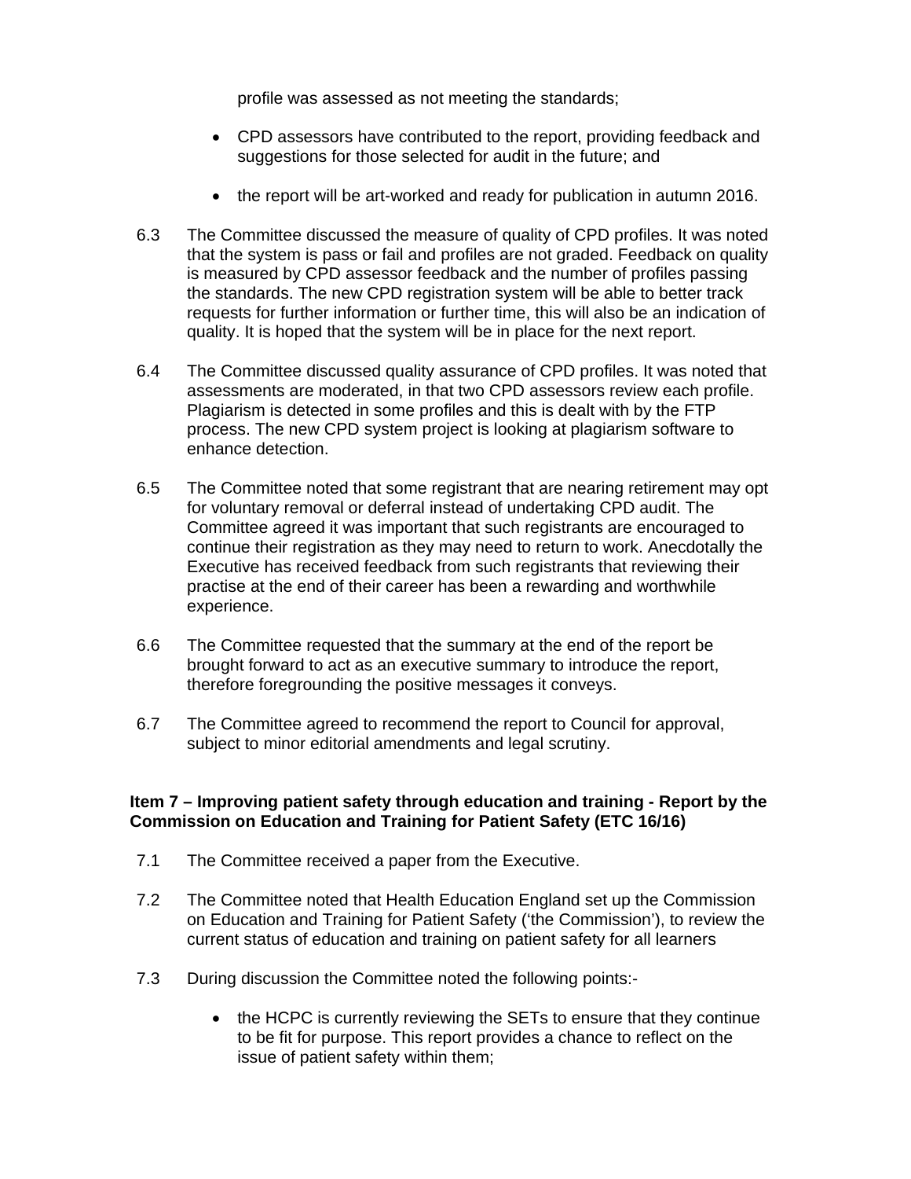profile was assessed as not meeting the standards;

- CPD assessors have contributed to the report, providing feedback and suggestions for those selected for audit in the future; and
- the report will be art-worked and ready for publication in autumn 2016.

6.3 The Committee discussed the measure of quality of CPD profiles. It was noted that the system is pass or fail and profiles are not graded. Feedback on quality is measured by CPD assessor feedback and the number of profiles passing the standards. The new CPD registration system will be able to better track requests for further information or further time, this will also be an indication of quality. It is hoped that the system will be in place for the next report.

6.4 The Committee discussed quality assurance of CPD profiles. It was noted that assessments are moderated, in that two CPD assessors review each profile. Plagiarism is detected in some profiles and this is dealt with by the FTP process. The new CPD system project is looking at plagiarism software to enhance detection.

6.5 The Committee noted that some registrant that are nearing retirement may opt for voluntary removal or deferral instead of undertaking CPD audit. The Committee agreed it was important that such registrants are encouraged to continue their registration as they may need to return to work. Anecdotally the Executive has received feedback from such registrants that reviewing their practise at the end of their career has been a rewarding and worthwhile experience.

6.6 The Committee requested that the summary at the end of the report be brought forward to act as an executive summary to introduce the report, therefore foregrounding the positive messages it conveys.

6.7 The Committee agreed to recommend the report to Council for approval, subject to minor editorial amendments and legal scrutiny.

**Item 7 – Improving patient safety through education and training - Report by the Commission on Education and Training for Patient Safety (ETC 16/16)**

7.1 The Committee received a paper from the Executive.

7.2 The Committee noted that Health Education England set up the Commission on Education and Training for Patient Safety ('the Commission'), to review the current status of education and training on patient safety for all learners

7.3 During discussion the Committee noted the following points:-

- the HCPC is currently reviewing the SETs to ensure that they continue to be fit for purpose. This report provides a chance to reflect on the issue of patient safety within them;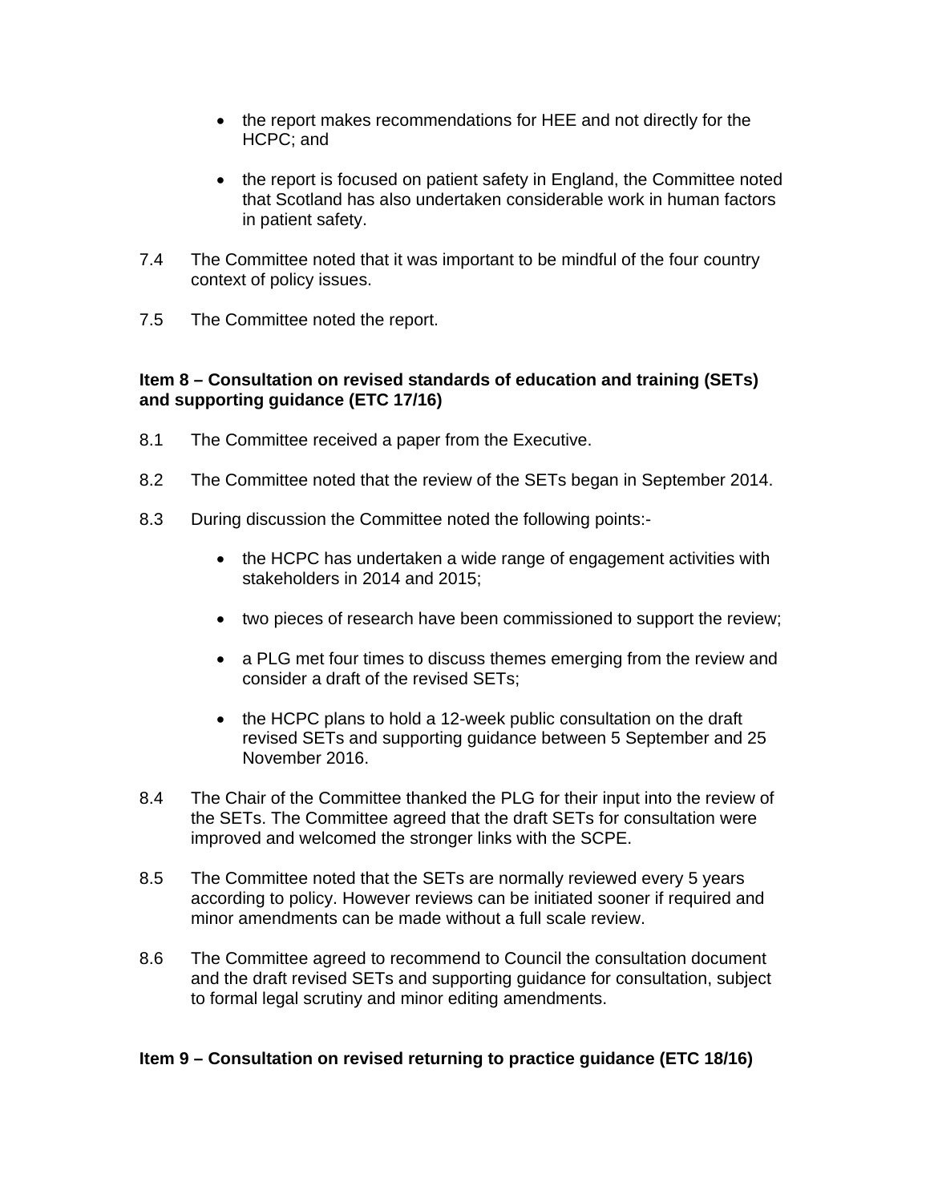- the report makes recommendations for HEE and not directly for the HCPC; and

- the report is focused on patient safety in England, the Committee noted that Scotland has also undertaken considerable work in human factors in patient safety.

7.4 The Committee noted that it was important to be mindful of the four country context of policy issues.

7.5 The Committee noted the report.

**Item 8 – Consultation on revised standards of education and training (SETs) and supporting guidance (ETC 17/16)**

8.1 The Committee received a paper from the Executive.

8.2 The Committee noted that the review of the SETs began in September 2014.

8.3 During discussion the Committee noted the following points:-

- the HCPC has undertaken a wide range of engagement activities with stakeholders in 2014 and 2015;

- two pieces of research have been commissioned to support the review;

- a PLG met four times to discuss themes emerging from the review and consider a draft of the revised SETs;

- the HCPC plans to hold a 12-week public consultation on the draft revised SETs and supporting guidance between 5 September and 25 November 2016.

8.4 The Chair of the Committee thanked the PLG for their input into the review of the SETs. The Committee agreed that the draft SETs for consultation were improved and welcomed the stronger links with the SCPE.

8.5 The Committee noted that the SETs are normally reviewed every 5 years according to policy. However reviews can be initiated sooner if required and minor amendments can be made without a full scale review.

8.6 The Committee agreed to recommend to Council the consultation document and the draft revised SETs and supporting guidance for consultation, subject to formal legal scrutiny and minor editing amendments.

**Item 9 – Consultation on revised returning to practice guidance (ETC 18/16)**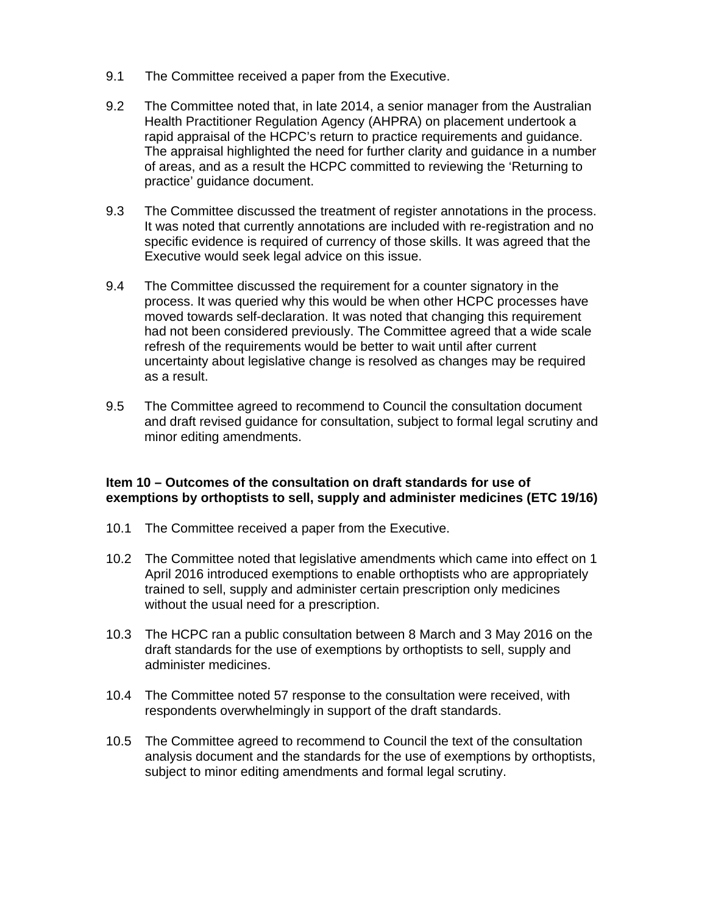9.1 The Committee received a paper from the Executive.

9.2 The Committee noted that, in late 2014, a senior manager from the Australian Health Practitioner Regulation Agency (AHPRA) on placement undertook a rapid appraisal of the HCPC's return to practice requirements and guidance. The appraisal highlighted the need for further clarity and guidance in a number of areas, and as a result the HCPC committed to reviewing the 'Returning to practice' guidance document.

9.3 The Committee discussed the treatment of register annotations in the process. It was noted that currently annotations are included with re-registration and no specific evidence is required of currency of those skills. It was agreed that the Executive would seek legal advice on this issue.

9.4 The Committee discussed the requirement for a counter signatory in the process. It was queried why this would be when other HCPC processes have moved towards self-declaration. It was noted that changing this requirement had not been considered previously. The Committee agreed that a wide scale refresh of the requirements would be better to wait until after current uncertainty about legislative change is resolved as changes may be required as a result.

9.5 The Committee agreed to recommend to Council the consultation document and draft revised guidance for consultation, subject to formal legal scrutiny and minor editing amendments.

**Item 10 – Outcomes of the consultation on draft standards for use of exemptions by orthoptists to sell, supply and administer medicines (ETC 19/16)**

10.1 The Committee received a paper from the Executive.

10.2 The Committee noted that legislative amendments which came into effect on 1 April 2016 introduced exemptions to enable orthoptists who are appropriately trained to sell, supply and administer certain prescription only medicines without the usual need for a prescription.

10.3 The HCPC ran a public consultation between 8 March and 3 May 2016 on the draft standards for the use of exemptions by orthoptists to sell, supply and administer medicines.

10.4 The Committee noted 57 response to the consultation were received, with respondents overwhelmingly in support of the draft standards.

10.5 The Committee agreed to recommend to Council the text of the consultation analysis document and the standards for the use of exemptions by orthoptists, subject to minor editing amendments and formal legal scrutiny.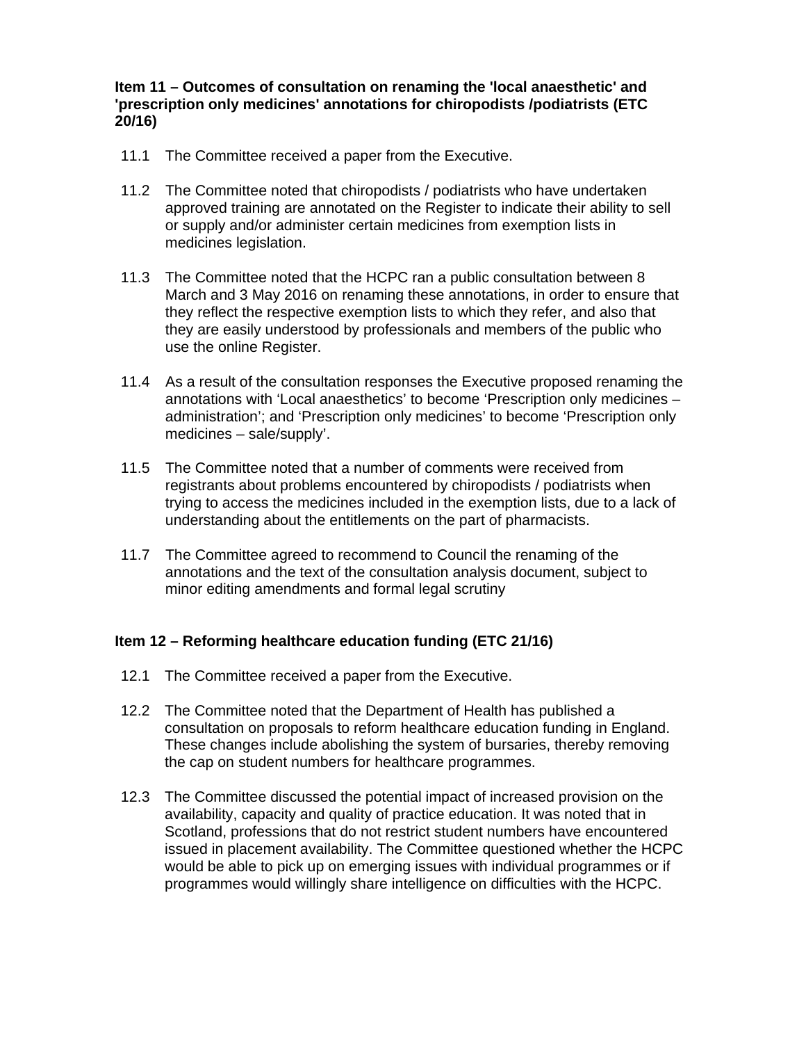**Item 11 – Outcomes of consultation on renaming the 'local anaesthetic' and 'prescription only medicines' annotations for chiropodists /podiatrists (ETC 20/16)**

11.1 The Committee received a paper from the Executive.

11.2 The Committee noted that chiropodists / podiatrists who have undertaken approved training are annotated on the Register to indicate their ability to sell or supply and/or administer certain medicines from exemption lists in medicines legislation.

11.3 The Committee noted that the HCPC ran a public consultation between 8 March and 3 May 2016 on renaming these annotations, in order to ensure that they reflect the respective exemption lists to which they refer, and also that they are easily understood by professionals and members of the public who use the online Register.

11.4 As a result of the consultation responses the Executive proposed renaming the annotations with 'Local anaesthetics' to become 'Prescription only medicines – administration'; and 'Prescription only medicines' to become 'Prescription only medicines – sale/supply'.

11.5 The Committee noted that a number of comments were received from registrants about problems encountered by chiropodists / podiatrists when trying to access the medicines included in the exemption lists, due to a lack of understanding about the entitlements on the part of pharmacists.

11.7 The Committee agreed to recommend to Council the renaming of the annotations and the text of the consultation analysis document, subject to minor editing amendments and formal legal scrutiny

**Item 12 – Reforming healthcare education funding (ETC 21/16)**

12.1 The Committee received a paper from the Executive.

12.2 The Committee noted that the Department of Health has published a consultation on proposals to reform healthcare education funding in England. These changes include abolishing the system of bursaries, thereby removing the cap on student numbers for healthcare programmes.

12.3 The Committee discussed the potential impact of increased provision on the availability, capacity and quality of practice education. It was noted that in Scotland, professions that do not restrict student numbers have encountered issued in placement availability. The Committee questioned whether the HCPC would be able to pick up on emerging issues with individual programmes or if programmes would willingly share intelligence on difficulties with the HCPC.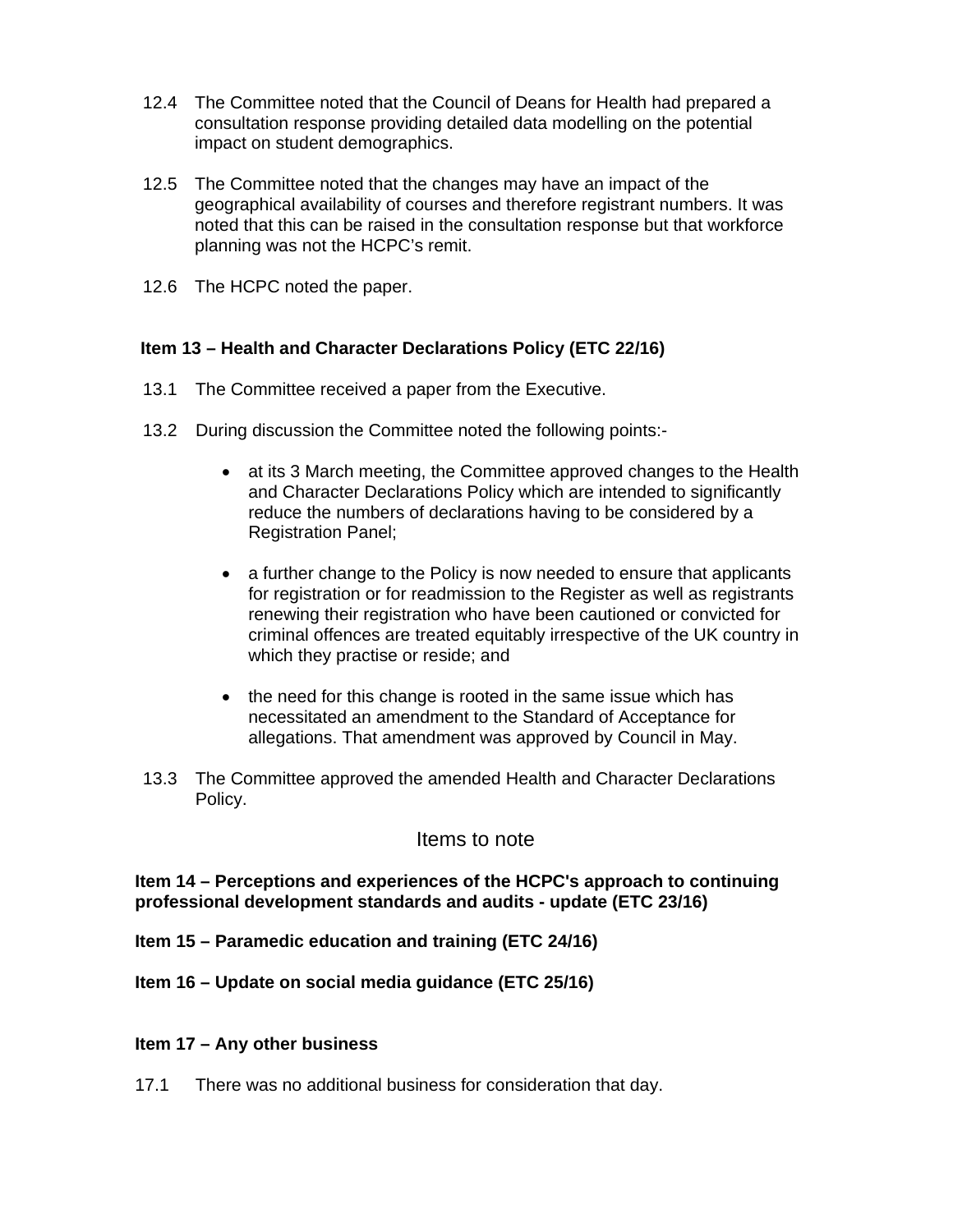12.4 The Committee noted that the Council of Deans for Health had prepared a consultation response providing detailed data modelling on the potential impact on student demographics.

12.5 The Committee noted that the changes may have an impact of the geographical availability of courses and therefore registrant numbers. It was noted that this can be raised in the consultation response but that workforce planning was not the HCPC's remit.

12.6 The HCPC noted the paper.

**Item 13 – Health and Character Declarations Policy (ETC 22/16)**

13.1 The Committee received a paper from the Executive.

13.2 During discussion the Committee noted the following points:-

- at its 3 March meeting, the Committee approved changes to the Health and Character Declarations Policy which are intended to significantly reduce the numbers of declarations having to be considered by a Registration Panel;
- a further change to the Policy is now needed to ensure that applicants for registration or for readmission to the Register as well as registrants renewing their registration who have been cautioned or convicted for criminal offences are treated equitably irrespective of the UK country in which they practise or reside; and
- the need for this change is rooted in the same issue which has necessitated an amendment to the Standard of Acceptance for allegations. That amendment was approved by Council in May.

13.3 The Committee approved the amended Health and Character Declarations Policy.

## Items to note

**Item 14 – Perceptions and experiences of the HCPC's approach to continuing professional development standards and audits - update (ETC 23/16)**

**Item 15 – Paramedic education and training (ETC 24/16)**

**Item 16 – Update on social media guidance (ETC 25/16)**

**Item 17 – Any other business**

17.1 There was no additional business for consideration that day.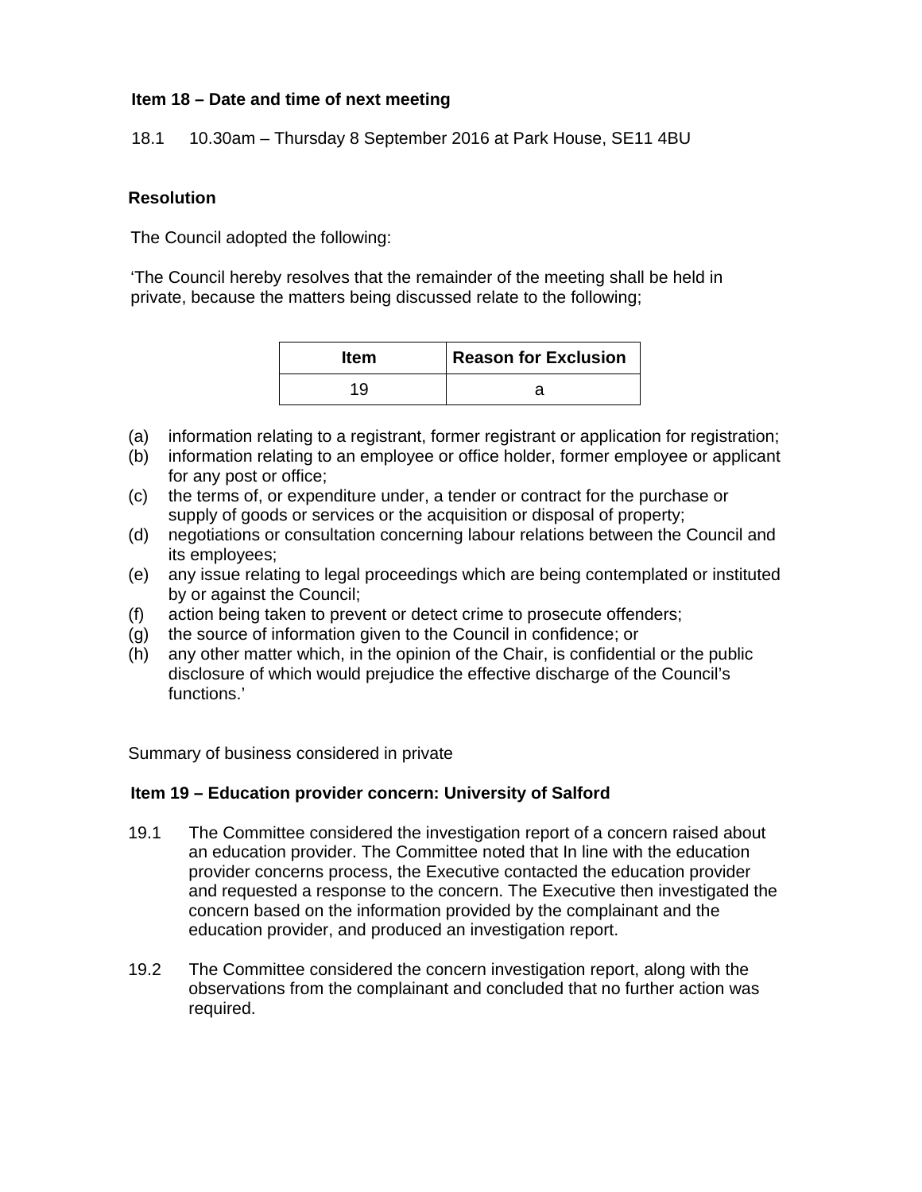**Item 18 – Date and time of next meeting**

18.1 10.30am – Thursday 8 September 2016 at Park House, SE11 4BU

**Resolution**

The Council adopted the following:

'The Council hereby resolves that the remainder of the meeting shall be held in private, because the matters being discussed relate to the following;

| Item | Reason for Exclusion |
|---|---|
| 19 | a |

(a) information relating to a registrant, former registrant or application for registration;
(b) information relating to an employee or office holder, former employee or applicant for any post or office;
(c) the terms of, or expenditure under, a tender or contract for the purchase or supply of goods or services or the acquisition or disposal of property;
(d) negotiations or consultation concerning labour relations between the Council and its employees;
(e) any issue relating to legal proceedings which are being contemplated or instituted by or against the Council;
(f) action being taken to prevent or detect crime to prosecute offenders;
(g) the source of information given to the Council in confidence; or
(h) any other matter which, in the opinion of the Chair, is confidential or the public disclosure of which would prejudice the effective discharge of the Council's functions.'

Summary of business considered in private

**Item 19 – Education provider concern: University of Salford**

19.1 The Committee considered the investigation report of a concern raised about an education provider. The Committee noted that In line with the education provider concerns process, the Executive contacted the education provider and requested a response to the concern. The Executive then investigated the concern based on the information provided by the complainant and the education provider, and produced an investigation report.

19.2 The Committee considered the concern investigation report, along with the observations from the complainant and concluded that no further action was required.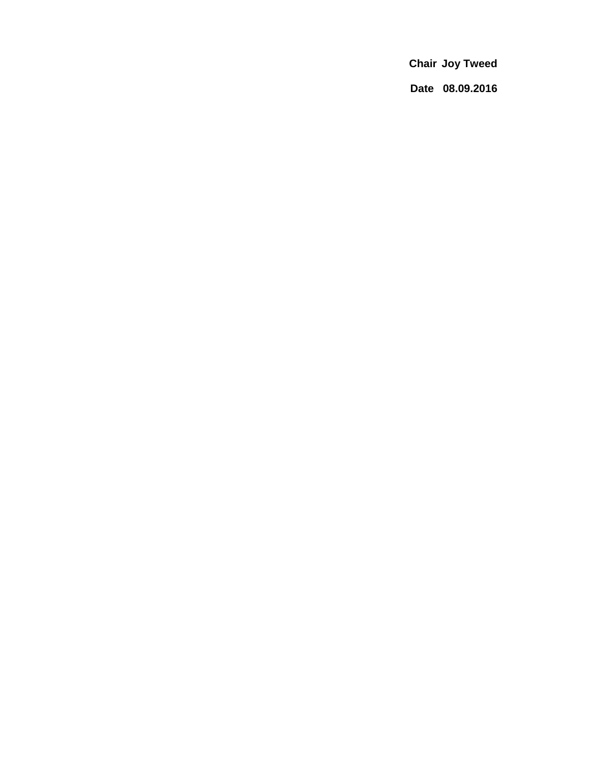**Chair** **Joy Tweed**

**Date** **08.09.2016**